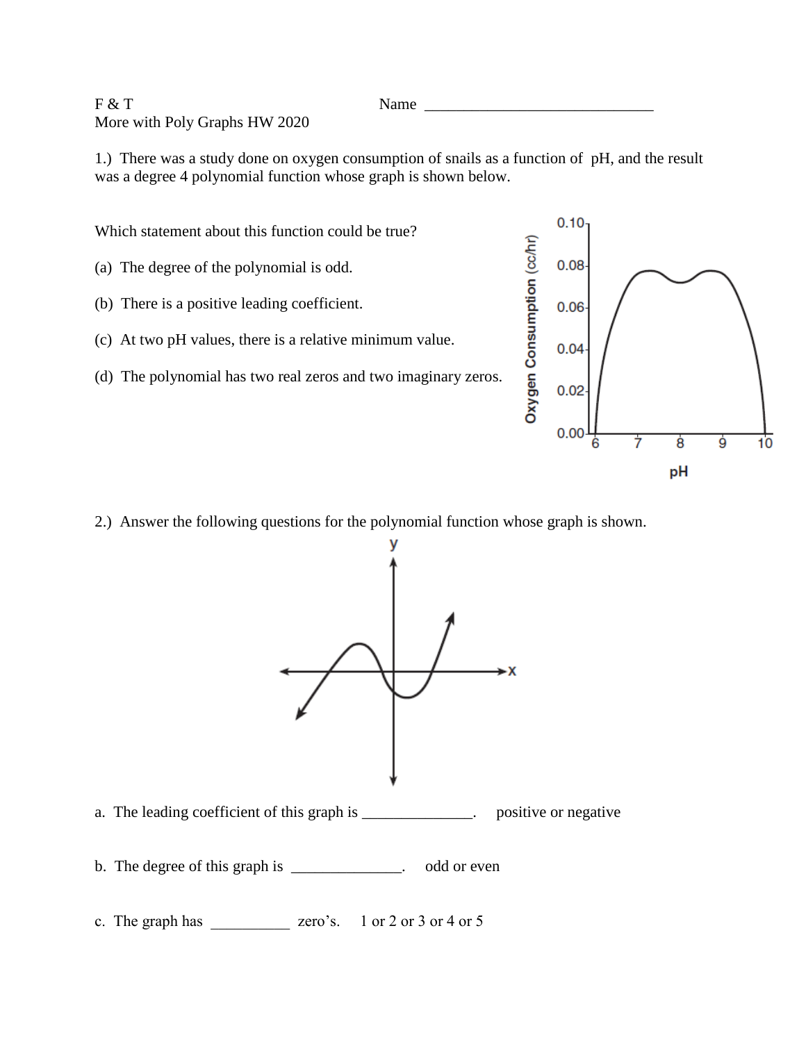F & T

More with Poly Graphs HW 2020

Name ______________________________

1.) There was a study done on oxygen consumption of snails as a function of pH, and the result was a degree 4 polynomial function whose graph is shown below.

Which statement about this function could be true?

(a) The degree of the polynomial is odd.

(b) There is a positive leading coefficient.

(c) At two pH values, there is a relative minimum value.

(d) The polynomial has two real zeros and two imaginary zeros.

2.) Answer the following questions for the polynomial function whose graph is shown.

a. The leading coefficient of this graph is ______________. positive or negative

b. The degree of this graph is ______________. odd or even

c. The graph has __________ zero's. 1 or 2 or 3 or 4 or 5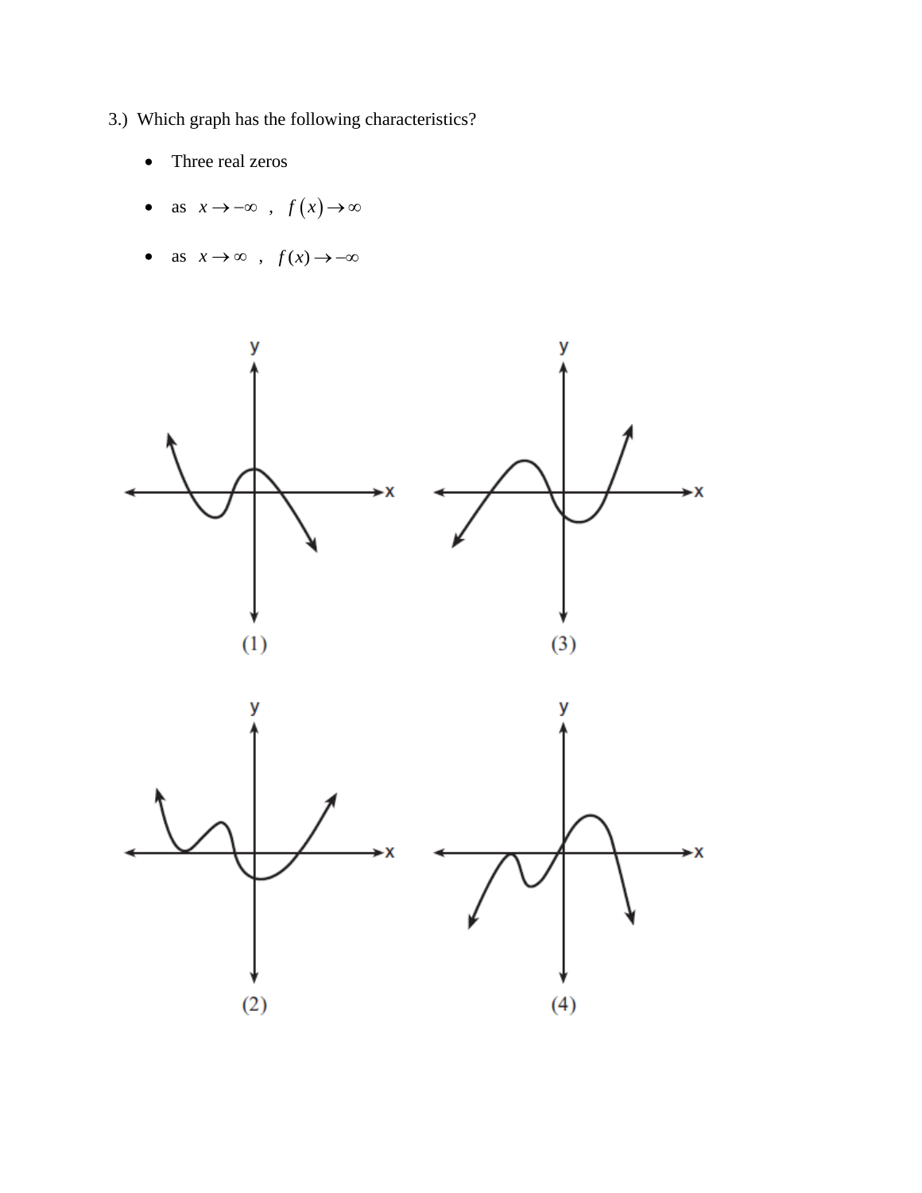3.) Which graph has the following characteristics?

- Three real zeros
- as $x \to -\infty$ , $f(x) \to \infty$
- as $x \to \infty$ , $f(x) \to -\infty$

(1)

(3)

(2)

(4)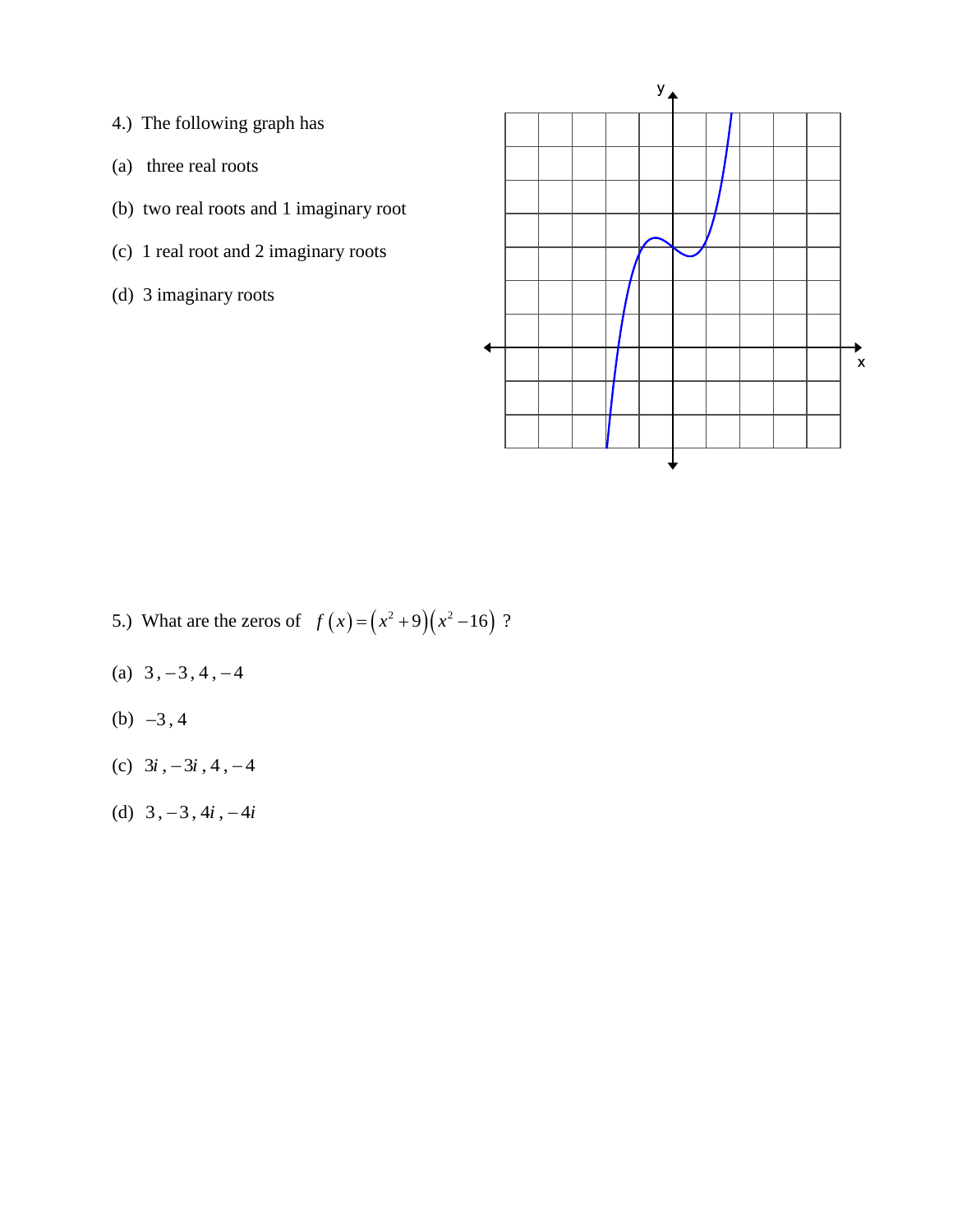4.) The following graph has

(a) three real roots

(b) two real roots and 1 imaginary root

(c) 1 real root and 2 imaginary roots

(d) 3 imaginary roots

y

x

5.) What are the zeros of $f(x) = (x^2 + 9)(x^2 - 16)$ ?

(a) $3, -3, 4, -4$

(b) $-3, 4$

(c) $3i, -3i, 4, -4$

(d) $3, -3, 4i, -4i$